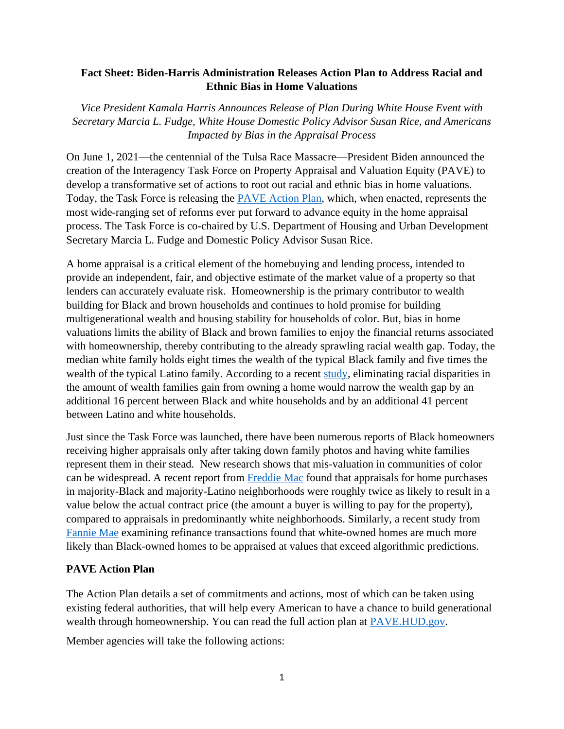**Fact Sheet: Biden-Harris Administration Releases Action Plan to Address Racial and Ethnic Bias in Home Valuations**

*Vice President Kamala Harris Announces Release of Plan During White House Event with Secretary Marcia L. Fudge, White House Domestic Policy Advisor Susan Rice, and Americans Impacted by Bias in the Appraisal Process*

On June 1, 2021—the centennial of the Tulsa Race Massacre—President Biden announced the creation of the Interagency Task Force on Property Appraisal and Valuation Equity (PAVE) to develop a transformative set of actions to root out racial and ethnic bias in home valuations. Today, the Task Force is releasing the PAVE Action Plan, which, when enacted, represents the most wide-ranging set of reforms ever put forward to advance equity in the home appraisal process. The Task Force is co-chaired by U.S. Department of Housing and Urban Development Secretary Marcia L. Fudge and Domestic Policy Advisor Susan Rice.

A home appraisal is a critical element of the homebuying and lending process, intended to provide an independent, fair, and objective estimate of the market value of a property so that lenders can accurately evaluate risk. Homeownership is the primary contributor to wealth building for Black and brown households and continues to hold promise for building multigenerational wealth and housing stability for households of color. But, bias in home valuations limits the ability of Black and brown families to enjoy the financial returns associated with homeownership, thereby contributing to the already sprawling racial wealth gap. Today, the median white family holds eight times the wealth of the typical Black family and five times the wealth of the typical Latino family. According to a recent study, eliminating racial disparities in the amount of wealth families gain from owning a home would narrow the wealth gap by an additional 16 percent between Black and white households and by an additional 41 percent between Latino and white households.

Just since the Task Force was launched, there have been numerous reports of Black homeowners receiving higher appraisals only after taking down family photos and having white families represent them in their stead. New research shows that mis-valuation in communities of color can be widespread. A recent report from Freddie Mac found that appraisals for home purchases in majority-Black and majority-Latino neighborhoods were roughly twice as likely to result in a value below the actual contract price (the amount a buyer is willing to pay for the property), compared to appraisals in predominantly white neighborhoods. Similarly, a recent study from Fannie Mae examining refinance transactions found that white-owned homes are much more likely than Black-owned homes to be appraised at values that exceed algorithmic predictions.

**PAVE Action Plan**

The Action Plan details a set of commitments and actions, most of which can be taken using existing federal authorities, that will help every American to have a chance to build generational wealth through homeownership. You can read the full action plan at PAVE.HUD.gov.

Member agencies will take the following actions: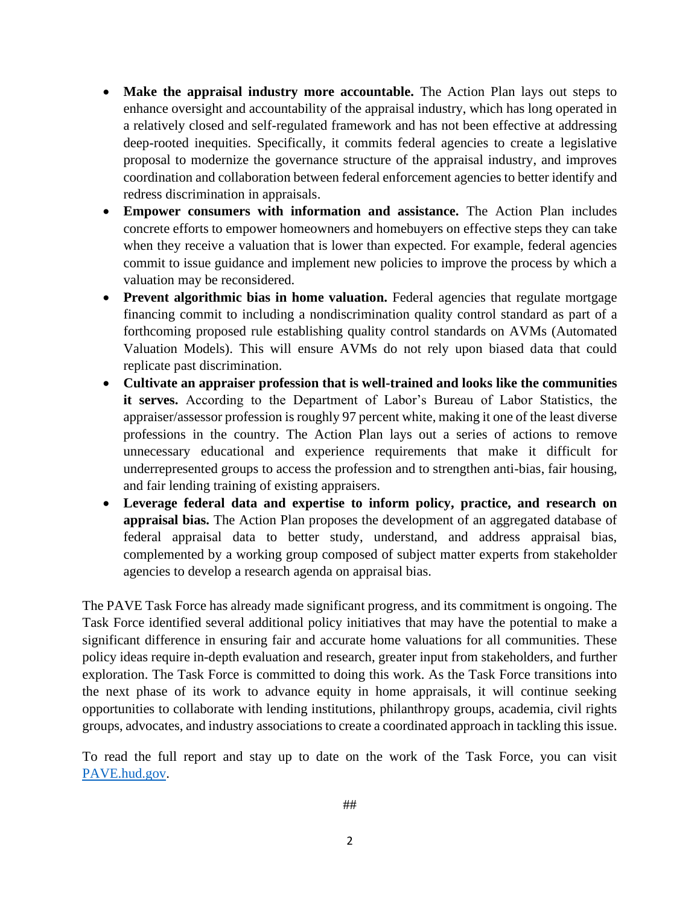- **Make the appraisal industry more accountable.** The Action Plan lays out steps to enhance oversight and accountability of the appraisal industry, which has long operated in a relatively closed and self-regulated framework and has not been effective at addressing deep-rooted inequities. Specifically, it commits federal agencies to create a legislative proposal to modernize the governance structure of the appraisal industry, and improves coordination and collaboration between federal enforcement agencies to better identify and redress discrimination in appraisals.
- **Empower consumers with information and assistance.** The Action Plan includes concrete efforts to empower homeowners and homebuyers on effective steps they can take when they receive a valuation that is lower than expected. For example, federal agencies commit to issue guidance and implement new policies to improve the process by which a valuation may be reconsidered.
- **Prevent algorithmic bias in home valuation.** Federal agencies that regulate mortgage financing commit to including a nondiscrimination quality control standard as part of a forthcoming proposed rule establishing quality control standards on AVMs (Automated Valuation Models). This will ensure AVMs do not rely upon biased data that could replicate past discrimination.
- **Cultivate an appraiser profession that is well-trained and looks like the communities it serves.** According to the Department of Labor's Bureau of Labor Statistics, the appraiser/assessor profession is roughly 97 percent white, making it one of the least diverse professions in the country. The Action Plan lays out a series of actions to remove unnecessary educational and experience requirements that make it difficult for underrepresented groups to access the profession and to strengthen anti-bias, fair housing, and fair lending training of existing appraisers.
- **Leverage federal data and expertise to inform policy, practice, and research on appraisal bias.** The Action Plan proposes the development of an aggregated database of federal appraisal data to better study, understand, and address appraisal bias, complemented by a working group composed of subject matter experts from stakeholder agencies to develop a research agenda on appraisal bias.

The PAVE Task Force has already made significant progress, and its commitment is ongoing. The Task Force identified several additional policy initiatives that may have the potential to make a significant difference in ensuring fair and accurate home valuations for all communities. These policy ideas require in-depth evaluation and research, greater input from stakeholders, and further exploration. The Task Force is committed to doing this work. As the Task Force transitions into the next phase of its work to advance equity in home appraisals, it will continue seeking opportunities to collaborate with lending institutions, philanthropy groups, academia, civil rights groups, advocates, and industry associations to create a coordinated approach in tackling this issue.

To read the full report and stay up to date on the work of the Task Force, you can visit [PAVE.hud.gov](PAVE.hud.gov).

##